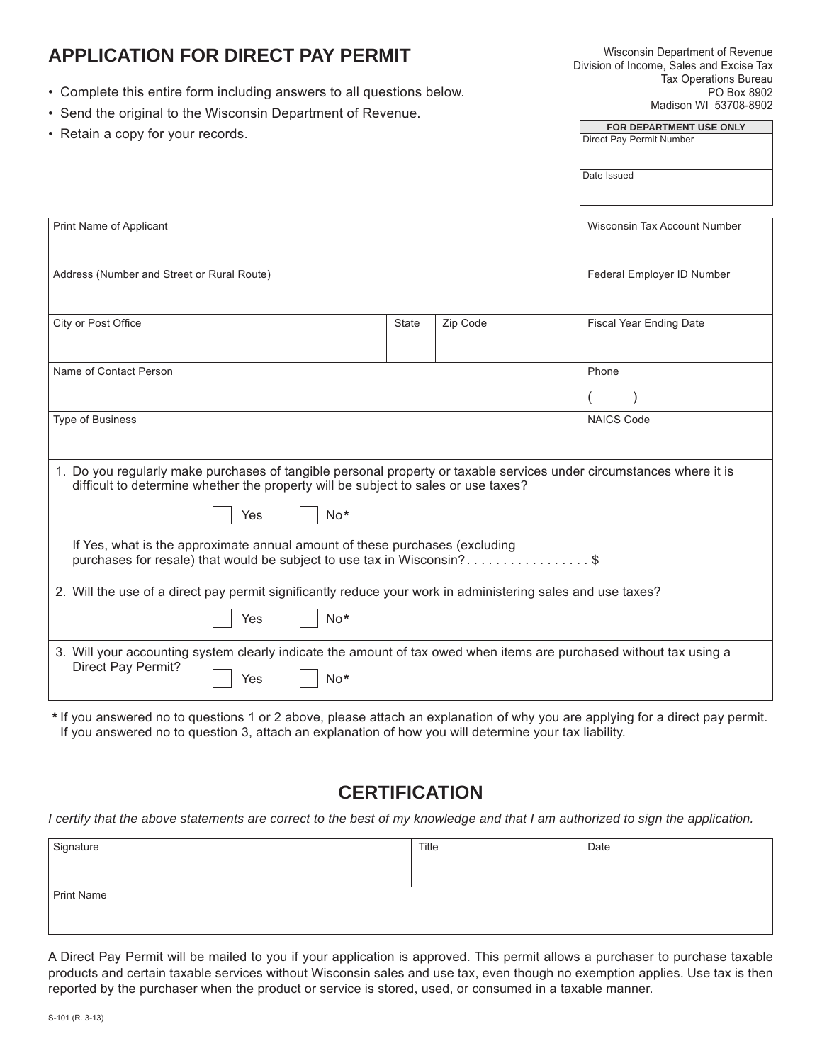# APPLICATION FOR DIRECT PAY PERMIT

Wisconsin Department of Revenue
Division of Income, Sales and Excise Tax
Tax Operations Bureau
PO Box 8902
Madison WI 53708-8902

- Complete this entire form including answers to all questions below.
- Send the original to the Wisconsin Department of Revenue.
- Retain a copy for your records.

| FOR DEPARTMENT USE ONLY |
|---|
| Direct Pay Permit Number |
| Date Issued |

| | | | |
|---|---|---|---|
| Print Name of Applicant | | | Wisconsin Tax Account Number |
| Address (Number and Street or Rural Route) | | | Federal Employer ID Number |
| City or Post Office | State | Zip Code | Fiscal Year Ending Date |
| Name of Contact Person | | | Phone ( ) |
| Type of Business | | | NAICS Code |

1. Do you regularly make purchases of tangible personal property or taxable services under circumstances where it is difficult to determine whether the property will be subject to sales or use taxes?

   ☐ Yes ☐ No*

   If Yes, what is the approximate annual amount of these purchases (excluding purchases for resale) that would be subject to use tax in Wisconsin? . . . . . . . . . . . . . . . . . $ ____________________

2. Will the use of a direct pay permit significantly reduce your work in administering sales and use taxes?

   ☐ Yes ☐ No*

3. Will your accounting system clearly indicate the amount of tax owed when items are purchased without tax using a Direct Pay Permit?

   ☐ Yes ☐ No*

**\*** If you answered no to questions 1 or 2 above, please attach an explanation of why you are applying for a direct pay permit. If you answered no to question 3, attach an explanation of how you will determine your tax liability.

## CERTIFICATION

*I certify that the above statements are correct to the best of my knowledge and that I am authorized to sign the application.*

| | | |
|---|---|---|
| Signature | Title | Date |
| Print Name | | |

A Direct Pay Permit will be mailed to you if your application is approved. This permit allows a purchaser to purchase taxable products and certain taxable services without Wisconsin sales and use tax, even though no exemption applies. Use tax is then reported by the purchaser when the product or service is stored, used, or consumed in a taxable manner.

S-101 (R. 3-13)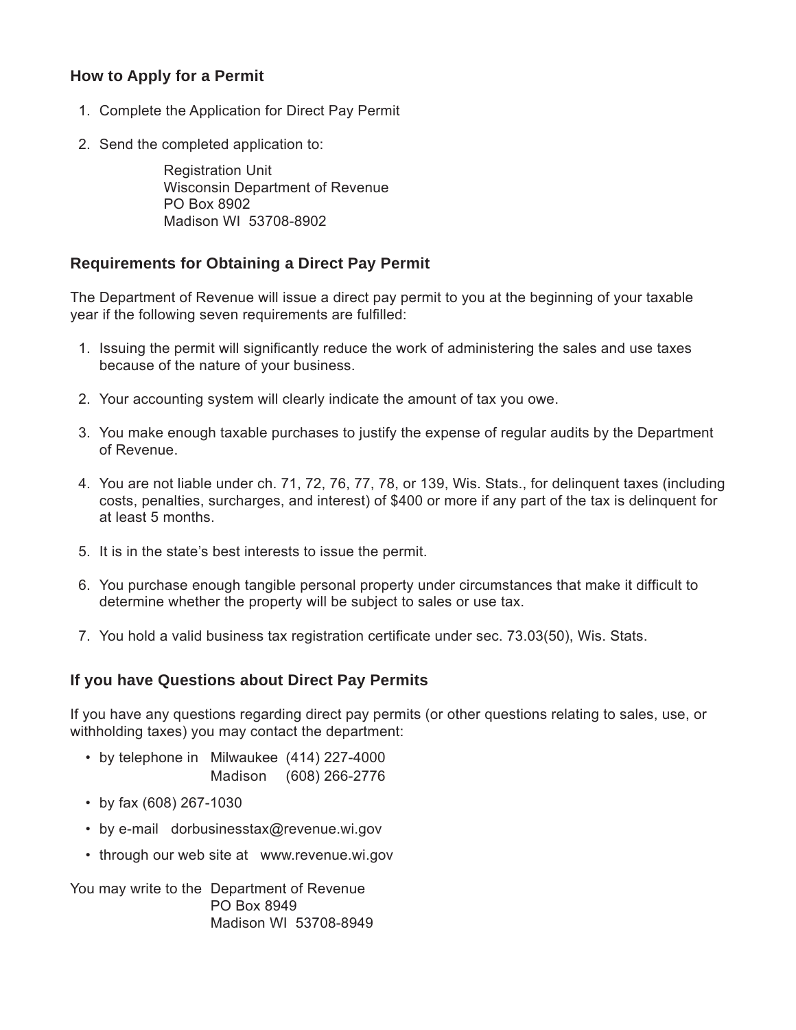## How to Apply for a Permit

1. Complete the Application for Direct Pay Permit
2. Send the completed application to:

   Registration Unit
   Wisconsin Department of Revenue
   PO Box 8902
   Madison WI 53708-8902

## Requirements for Obtaining a Direct Pay Permit

The Department of Revenue will issue a direct pay permit to you at the beginning of your taxable year if the following seven requirements are fulfilled:

1. Issuing the permit will significantly reduce the work of administering the sales and use taxes because of the nature of your business.
2. Your accounting system will clearly indicate the amount of tax you owe.
3. You make enough taxable purchases to justify the expense of regular audits by the Department of Revenue.
4. You are not liable under ch. 71, 72, 76, 77, 78, or 139, Wis. Stats., for delinquent taxes (including costs, penalties, surcharges, and interest) of $400 or more if any part of the tax is delinquent for at least 5 months.
5. It is in the state's best interests to issue the permit.
6. You purchase enough tangible personal property under circumstances that make it difficult to determine whether the property will be subject to sales or use tax.
7. You hold a valid business tax registration certificate under sec. 73.03(50), Wis. Stats.

## If you have Questions about Direct Pay Permits

If you have any questions regarding direct pay permits (or other questions relating to sales, use, or withholding taxes) you may contact the department:

- by telephone in Milwaukee (414) 227-4000
  Madison (608) 266-2776
- by fax (608) 267-1030
- by e-mail dorbusinesstax@revenue.wi.gov
- through our web site at www.revenue.wi.gov

You may write to the Department of Revenue
PO Box 8949
Madison WI 53708-8949